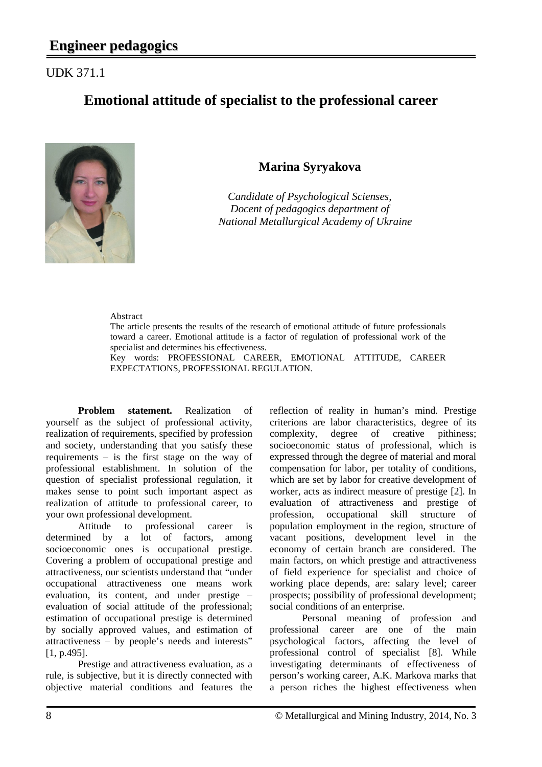# Engineer pedagogics

UDK 371.1

## Emotional attitude of specialist to the professional career

**Marina Syryakova**

*Candidate of Psychological Scienses,*
*Docent of pedagogics department of*
*National Metallurgical Academy of Ukraine*

Abstract

The article presents the results of the research of emotional attitude of future professionals toward a career. Emotional attitude is a factor of regulation of professional work of the specialist and determines his effectiveness.

Key words: PROFESSIONAL CAREER, EMOTIONAL ATTITUDE, CAREER EXPECTATIONS, PROFESSIONAL REGULATION.

**Problem statement.** Realization of yourself as the subject of professional activity, realization of requirements, specified by profession and society, understanding that you satisfy these requirements – is the first stage on the way of professional establishment. In solution of the question of specialist professional regulation, it makes sense to point such important aspect as realization of attitude to professional career, to your own professional development.

Attitude to professional career is determined by a lot of factors, among socioeconomic ones is occupational prestige. Covering a problem of occupational prestige and attractiveness, our scientists understand that "under occupational attractiveness one means work evaluation, its content, and under prestige – evaluation of social attitude of the professional; estimation of occupational prestige is determined by socially approved values, and estimation of attractiveness – by people's needs and interests" [1, p.495].

Prestige and attractiveness evaluation, as a rule, is subjective, but it is directly connected with objective material conditions and features the reflection of reality in human's mind. Prestige criterions are labor characteristics, degree of its complexity, degree of creative pithiness; socioeconomic status of professional, which is expressed through the degree of material and moral compensation for labor, per totality of conditions, which are set by labor for creative development of worker, acts as indirect measure of prestige [2]. In evaluation of attractiveness and prestige of profession, occupational skill structure of population employment in the region, structure of vacant positions, development level in the economy of certain branch are considered. The main factors, on which prestige and attractiveness of field experience for specialist and choice of working place depends, are: salary level; career prospects; possibility of professional development; social conditions of an enterprise.

Personal meaning of profession and professional career are one of the main psychological factors, affecting the level of professional control of specialist [8]. While investigating determinants of effectiveness of person's working career, A.K. Markova marks that a person riches the highest effectiveness when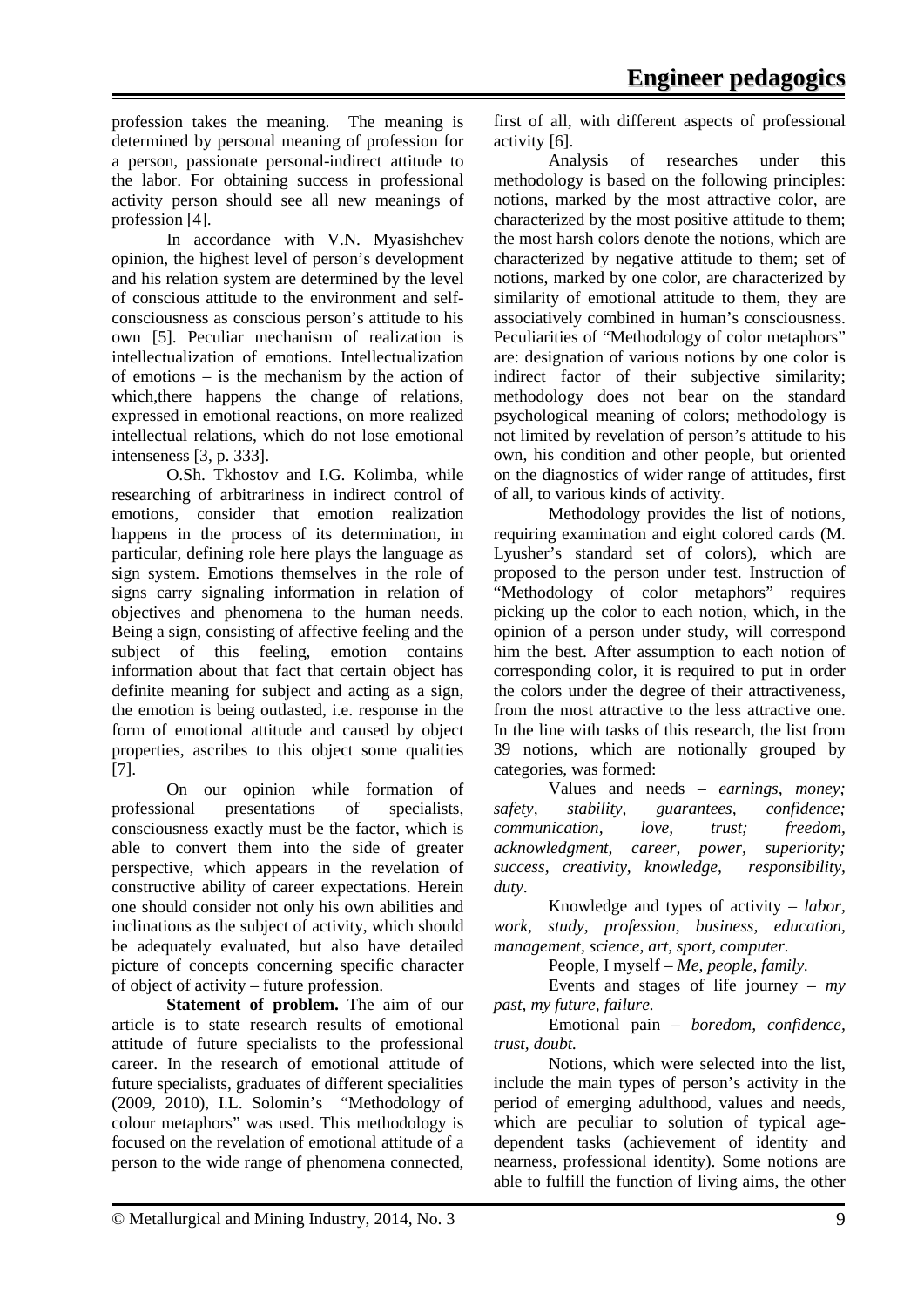profession takes the meaning. The meaning is determined by personal meaning of profession for a person, passionate personal-indirect attitude to the labor. For obtaining success in professional activity person should see all new meanings of profession [4].

In accordance with V.N. Myasishchev opinion, the highest level of person's development and his relation system are determined by the level of conscious attitude to the environment and self-consciousness as conscious person's attitude to his own [5]. Peculiar mechanism of realization is intellectualization of emotions. Intellectualization of emotions – is the mechanism by the action of which,there happens the change of relations, expressed in emotional reactions, on more realized intellectual relations, which do not lose emotional intenseness [3, p. 333].

O.Sh. Tkhostov and I.G. Kolimba, while researching of arbitrariness in indirect control of emotions, consider that emotion realization happens in the process of its determination, in particular, defining role here plays the language as sign system. Emotions themselves in the role of signs carry signaling information in relation of objectives and phenomena to the human needs. Being a sign, consisting of affective feeling and the subject of this feeling, emotion contains information about that fact that certain object has definite meaning for subject and acting as a sign, the emotion is being outlasted, i.e. response in the form of emotional attitude and caused by object properties, ascribes to this object some qualities [7].

On our opinion while formation of professional presentations of specialists, consciousness exactly must be the factor, which is able to convert them into the side of greater perspective, which appears in the revelation of constructive ability of career expectations. Herein one should consider not only his own abilities and inclinations as the subject of activity, which should be adequately evaluated, but also have detailed picture of concepts concerning specific character of object of activity – future profession.

**Statement of problem.** The aim of our article is to state research results of emotional attitude of future specialists to the professional career. In the research of emotional attitude of future specialists, graduates of different specialities (2009, 2010), I.L. Solomin's "Methodology of colour metaphors" was used. This methodology is focused on the revelation of emotional attitude of a person to the wide range of phenomena connected, first of all, with different aspects of professional activity [6].

Analysis of researches under this methodology is based on the following principles: notions, marked by the most attractive color, are characterized by the most positive attitude to them; the most harsh colors denote the notions, which are characterized by negative attitude to them; set of notions, marked by one color, are characterized by similarity of emotional attitude to them, they are associatively combined in human's consciousness. Peculiarities of "Methodology of color metaphors" are: designation of various notions by one color is indirect factor of their subjective similarity; methodology does not bear on the standard psychological meaning of colors; methodology is not limited by revelation of person's attitude to his own, his condition and other people, but oriented on the diagnostics of wider range of attitudes, first of all, to various kinds of activity.

Methodology provides the list of notions, requiring examination and eight colored cards (M. Lyusher's standard set of colors), which are proposed to the person under test. Instruction of "Methodology of color metaphors" requires picking up the color to each notion, which, in the opinion of a person under study, will correspond him the best. After assumption to each notion of corresponding color, it is required to put in order the colors under the degree of their attractiveness, from the most attractive to the less attractive one. In the line with tasks of this research, the list from 39 notions, which are notionally grouped by categories, was formed:

Values and needs – *earnings, money; safety, stability, guarantees, confidence; communication, love, trust; freedom, acknowledgment, career, power, superiority; success, creativity, knowledge, responsibility, duty*.

Knowledge and types of activity – *labor, work, study, profession, business, education, management, science, art, sport, computer.*

People, I myself – *Me, people, family.*

Events and stages of life journey – *my past, my future, failure.*

Emotional pain – *boredom, confidence, trust, doubt.*

Notions, which were selected into the list, include the main types of person's activity in the period of emerging adulthood, values and needs, which are peculiar to solution of typical age-dependent tasks (achievement of identity and nearness, professional identity). Some notions are able to fulfill the function of living aims, the other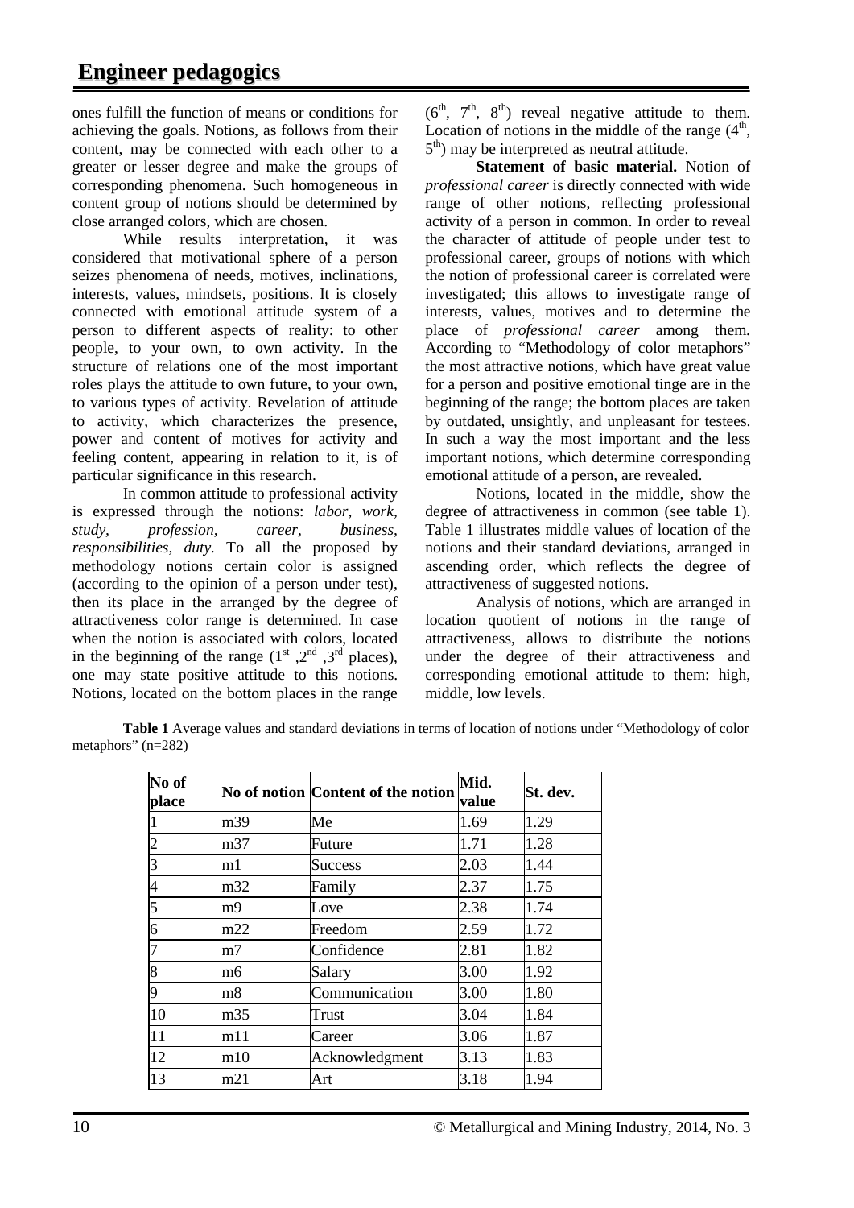ones fulfill the function of means or conditions for achieving the goals. Notions, as follows from their content, may be connected with each other to a greater or lesser degree and make the groups of corresponding phenomena. Such homogeneous in content group of notions should be determined by close arranged colors, which are chosen.

While results interpretation, it was considered that motivational sphere of a person seizes phenomena of needs, motives, inclinations, interests, values, mindsets, positions. It is closely connected with emotional attitude system of a person to different aspects of reality: to other people, to your own, to own activity. In the structure of relations one of the most important roles plays the attitude to own future, to your own, to various types of activity. Revelation of attitude to activity, which characterizes the presence, power and content of motives for activity and feeling content, appearing in relation to it, is of particular significance in this research.

In common attitude to professional activity is expressed through the notions: *labor, work, study, profession, career, business, responsibilities, duty.* To all the proposed by methodology notions certain color is assigned (according to the opinion of a person under test), then its place in the arranged by the degree of attractiveness color range is determined. In case when the notion is associated with colors, located in the beginning of the range ($1^{st}$, $2^{nd}$, $3^{rd}$ places), one may state positive attitude to this notions. Notions, located on the bottom places in the range ($6^{th}$, $7^{th}$, $8^{th}$) reveal negative attitude to them. Location of notions in the middle of the range ($4^{th}$, $5^{th}$) may be interpreted as neutral attitude.

**Statement of basic material.** Notion of *professional career* is directly connected with wide range of other notions, reflecting professional activity of a person in common. In order to reveal the character of attitude of people under test to professional career, groups of notions with which the notion of professional career is correlated were investigated; this allows to investigate range of interests, values, motives and to determine the place of *professional career* among them. According to "Methodology of color metaphors" the most attractive notions, which have great value for a person and positive emotional tinge are in the beginning of the range; the bottom places are taken by outdated, unsightly, and unpleasant for testees. In such a way the most important and the less important notions, which determine corresponding emotional attitude of a person, are revealed.

Notions, located in the middle, show the degree of attractiveness in common (see table 1). Table 1 illustrates middle values of location of the notions and their standard deviations, arranged in ascending order, which reflects the degree of attractiveness of suggested notions.

Analysis of notions, which are arranged in location quotient of notions in the range of attractiveness, allows to distribute the notions under the degree of their attractiveness and corresponding emotional attitude to them: high, middle, low levels.

**Table 1** Average values and standard deviations in terms of location of notions under "Methodology of color metaphors" (n=282)

| No of place | No of notion | Content of the notion | Mid. value | St. dev. |
|---|---|---|---|---|
| 1 | m39 | Me | 1.69 | 1.29 |
| 2 | m37 | Future | 1.71 | 1.28 |
| 3 | m1 | Success | 2.03 | 1.44 |
| 4 | m32 | Family | 2.37 | 1.75 |
| 5 | m9 | Love | 2.38 | 1.74 |
| 6 | m22 | Freedom | 2.59 | 1.72 |
| 7 | m7 | Confidence | 2.81 | 1.82 |
| 8 | m6 | Salary | 3.00 | 1.92 |
| 9 | m8 | Communication | 3.00 | 1.80 |
| 10 | m35 | Trust | 3.04 | 1.84 |
| 11 | m11 | Career | 3.06 | 1.87 |
| 12 | m10 | Acknowledgment | 3.13 | 1.83 |
| 13 | m21 | Art | 3.18 | 1.94 |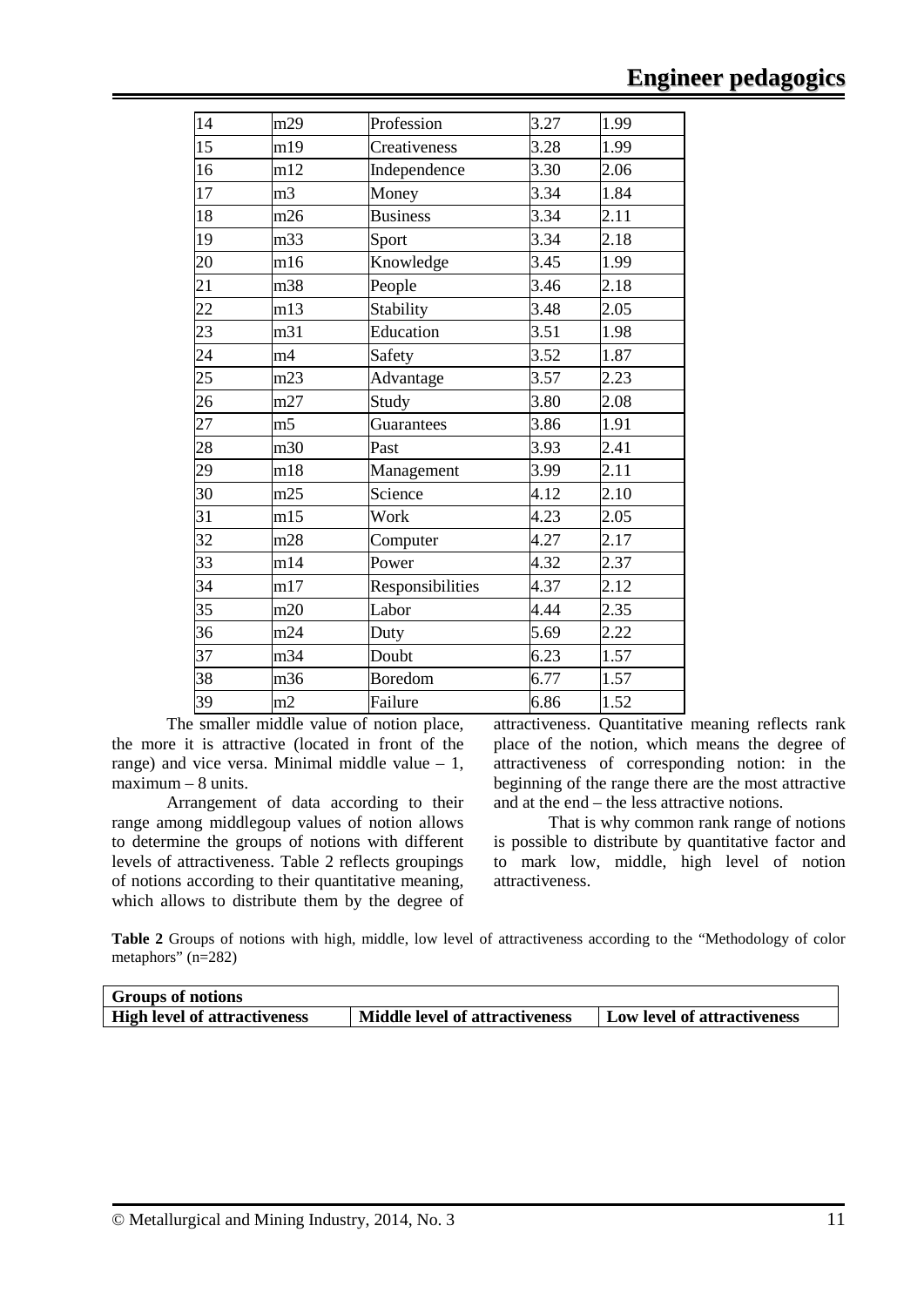| | | | | |
|---|---|---|---|---|
| 14 | m29 | Profession | 3.27 | 1.99 |
| 15 | m19 | Creativeness | 3.28 | 1.99 |
| 16 | m12 | Independence | 3.30 | 2.06 |
| 17 | m3 | Money | 3.34 | 1.84 |
| 18 | m26 | Business | 3.34 | 2.11 |
| 19 | m33 | Sport | 3.34 | 2.18 |
| 20 | m16 | Knowledge | 3.45 | 1.99 |
| 21 | m38 | People | 3.46 | 2.18 |
| 22 | m13 | Stability | 3.48 | 2.05 |
| 23 | m31 | Education | 3.51 | 1.98 |
| 24 | m4 | Safety | 3.52 | 1.87 |
| 25 | m23 | Advantage | 3.57 | 2.23 |
| 26 | m27 | Study | 3.80 | 2.08 |
| 27 | m5 | Guarantees | 3.86 | 1.91 |
| 28 | m30 | Past | 3.93 | 2.41 |
| 29 | m18 | Management | 3.99 | 2.11 |
| 30 | m25 | Science | 4.12 | 2.10 |
| 31 | m15 | Work | 4.23 | 2.05 |
| 32 | m28 | Computer | 4.27 | 2.17 |
| 33 | m14 | Power | 4.32 | 2.37 |
| 34 | m17 | Responsibilities | 4.37 | 2.12 |
| 35 | m20 | Labor | 4.44 | 2.35 |
| 36 | m24 | Duty | 5.69 | 2.22 |
| 37 | m34 | Doubt | 6.23 | 1.57 |
| 38 | m36 | Boredom | 6.77 | 1.57 |
| 39 | m2 | Failure | 6.86 | 1.52 |

The smaller middle value of notion place, the more it is attractive (located in front of the range) and vice versa. Minimal middle value – 1, maximum – 8 units.

Arrangement of data according to their range among middlegoup values of notion allows to determine the groups of notions with different levels of attractiveness. Table 2 reflects groupings of notions according to their quantitative meaning, which allows to distribute them by the degree of attractiveness. Quantitative meaning reflects rank place of the notion, which means the degree of attractiveness of corresponding notion: in the beginning of the range there are the most attractive and at the end – the less attractive notions.

That is why common rank range of notions is possible to distribute by quantitative factor and to mark low, middle, high level of notion attractiveness.

**Table 2** Groups of notions with high, middle, low level of attractiveness according to the “Methodology of color metaphors” (n=282)

| **Groups of notions** | | |
|---|---|---|
| **High level of attractiveness** | **Middle level of attractiveness** | **Low level of attractiveness** |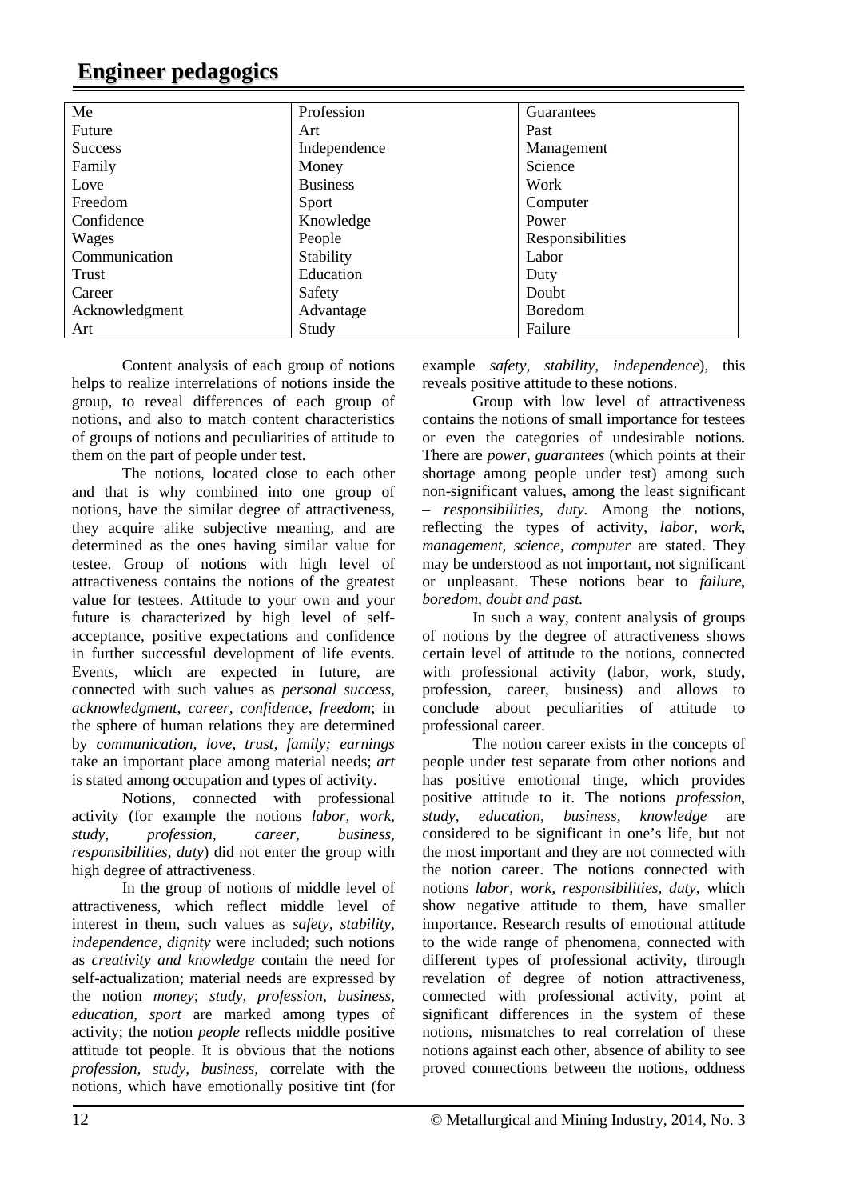| Me | Profession | Guarantees |
|---|---|---|
| Future | Art | Past |
| Success | Independence | Management |
| Family | Money | Science |
| Love | Business | Work |
| Freedom | Sport | Computer |
| Confidence | Knowledge | Power |
| Wages | People | Responsibilities |
| Communication | Stability | Labor |
| Trust | Education | Duty |
| Career | Safety | Doubt |
| Acknowledgment | Advantage | Boredom |
| Art | Study | Failure |

Content analysis of each group of notions helps to realize interrelations of notions inside the group, to reveal differences of each group of notions, and also to match content characteristics of groups of notions and peculiarities of attitude to them on the part of people under test.

The notions, located close to each other and that is why combined into one group of notions, have the similar degree of attractiveness, they acquire alike subjective meaning, and are determined as the ones having similar value for testee. Group of notions with high level of attractiveness contains the notions of the greatest value for testees. Attitude to your own and your future is characterized by high level of self-acceptance, positive expectations and confidence in further successful development of life events. Events, which are expected in future, are connected with such values as *personal success, acknowledgment, career, confidence, freedom*; in the sphere of human relations they are determined by *communication, love, trust, family; earnings* take an important place among material needs; *art* is stated among occupation and types of activity.

Notions, connected with professional activity (for example the notions *labor, work, study, profession, career, business, responsibilities, duty*) did not enter the group with high degree of attractiveness.

In the group of notions of middle level of attractiveness, which reflect middle level of interest in them, such values as *safety, stability, independence, dignity* were included; such notions as *creativity and knowledge* contain the need for self-actualization; material needs are expressed by the notion *money*; *study, profession, business, education, sport* are marked among types of activity; the notion *people* reflects middle positive attitude tot people. It is obvious that the notions *profession, study, business,* correlate with the notions, which have emotionally positive tint (for example *safety, stability, independence*), this reveals positive attitude to these notions.

Group with low level of attractiveness contains the notions of small importance for testees or even the categories of undesirable notions. There are *power, guarantees* (which points at their shortage among people under test) among such non-significant values, among the least significant – *responsibilities, duty.* Among the notions, reflecting the types of activity, *labor, work, management, science, computer* are stated. They may be understood as not important, not significant or unpleasant. These notions bear to *failure, boredom, doubt and past.*

In such a way, content analysis of groups of notions by the degree of attractiveness shows certain level of attitude to the notions, connected with professional activity (labor, work, study, profession, career, business) and allows to conclude about peculiarities of attitude to professional career.

The notion career exists in the concepts of people under test separate from other notions and has positive emotional tinge, which provides positive attitude to it. The notions *profession, study, education, business, knowledge* are considered to be significant in one's life, but not the most important and they are not connected with the notion career. The notions connected with notions *labor, work, responsibilities, duty*, which show negative attitude to them, have smaller importance. Research results of emotional attitude to the wide range of phenomena, connected with different types of professional activity, through revelation of degree of notion attractiveness, connected with professional activity, point at significant differences in the system of these notions, mismatches to real correlation of these notions against each other, absence of ability to see proved connections between the notions, oddness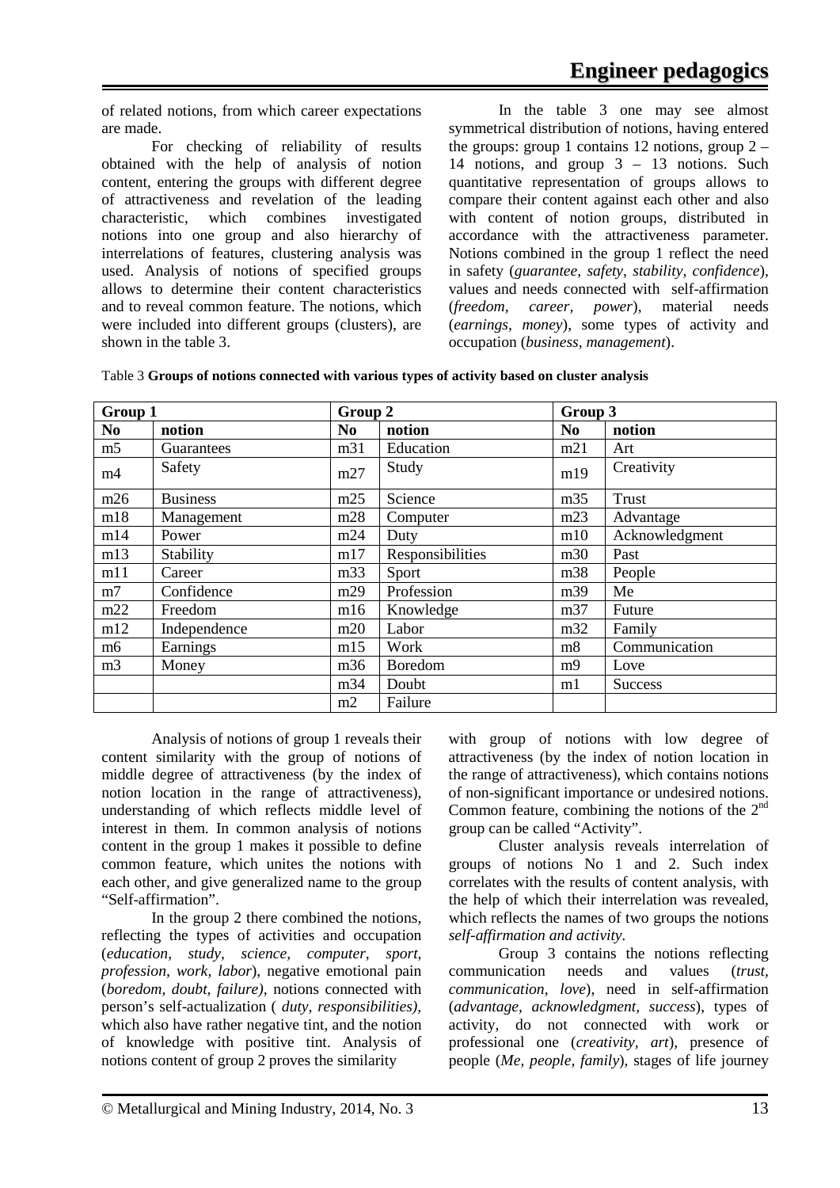of related notions, from which career expectations are made.

For checking of reliability of results obtained with the help of analysis of notion content, entering the groups with different degree of attractiveness and revelation of the leading characteristic, which combines investigated notions into one group and also hierarchy of interrelations of features, clustering analysis was used. Analysis of notions of specified groups allows to determine their content characteristics and to reveal common feature. The notions, which were included into different groups (clusters), are shown in the table 3.

In the table 3 one may see almost symmetrical distribution of notions, having entered the groups: group 1 contains 12 notions, group 2 – 14 notions, and group 3 – 13 notions. Such quantitative representation of groups allows to compare their content against each other and also with content of notion groups, distributed in accordance with the attractiveness parameter. Notions combined in the group 1 reflect the need in safety (*guarantee, safety, stability, confidence*), values and needs connected with self-affirmation (*freedom, career, power*), material needs (*earnings, money*), some types of activity and occupation (*business, management*).

Table 3 **Groups of notions connected with various types of activity based on cluster analysis**

| Group 1 | | Group 2 | | Group 3 | |
|---|---|---|---|---|---|
| **No** | **notion** | **No** | **notion** | **No** | **notion** |
| m5 | Guarantees | m31 | Education | m21 | Art |
| m4 | Safety | m27 | Study | m19 | Creativity |
| m26 | Business | m25 | Science | m35 | Trust |
| m18 | Management | m28 | Computer | m23 | Advantage |
| m14 | Power | m24 | Duty | m10 | Acknowledgment |
| m13 | Stability | m17 | Responsibilities | m30 | Past |
| m11 | Career | m33 | Sport | m38 | People |
| m7 | Confidence | m29 | Profession | m39 | Me |
| m22 | Freedom | m16 | Knowledge | m37 | Future |
| m12 | Independence | m20 | Labor | m32 | Family |
| m6 | Earnings | m15 | Work | m8 | Communication |
| m3 | Money | m36 | Boredom | m9 | Love |
| | | m34 | Doubt | m1 | Success |
| | | m2 | Failure | | |

Analysis of notions of group 1 reveals their content similarity with the group of notions of middle degree of attractiveness (by the index of notion location in the range of attractiveness), understanding of which reflects middle level of interest in them. In common analysis of notions content in the group 1 makes it possible to define common feature, which unites the notions with each other, and give generalized name to the group "Self-affirmation".

In the group 2 there combined the notions, reflecting the types of activities and occupation (*education, study, science, computer, sport, profession, work, labor*), negative emotional pain (*boredom, doubt, failure),* notions connected with person's self-actualization ( *duty, responsibilities),* which also have rather negative tint, and the notion of knowledge with positive tint. Analysis of notions content of group 2 proves the similarity with group of notions with low degree of attractiveness (by the index of notion location in the range of attractiveness), which contains notions of non-significant importance or undesired notions. Common feature, combining the notions of the 2nd group can be called "Activity".

Cluster analysis reveals interrelation of groups of notions No 1 and 2. Such index correlates with the results of content analysis, with the help of which their interrelation was revealed, which reflects the names of two groups the notions *self-affirmation and activity*.

Group 3 contains the notions reflecting communication needs and values (*trust, communication, love*), need in self-affirmation (*advantage, acknowledgment, success*), types of activity, do not connected with work or professional one (*creativity, art*), presence of people (*Me, people, family*), stages of life journey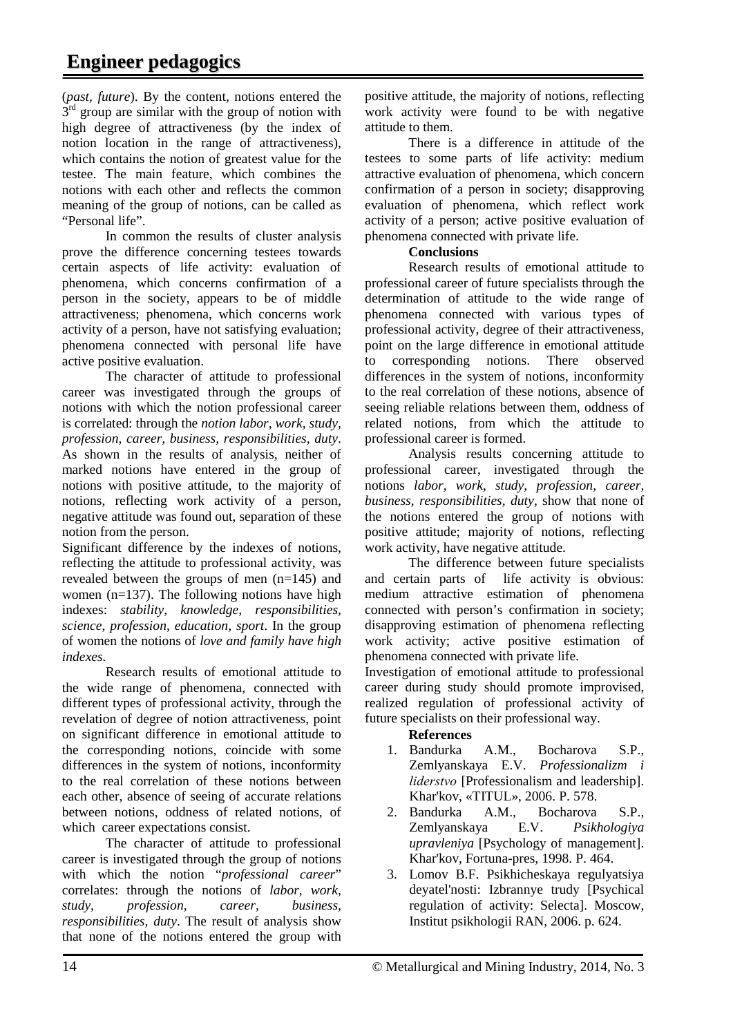(*past, future*). By the content, notions entered the 3rd group are similar with the group of notion with high degree of attractiveness (by the index of notion location in the range of attractiveness), which contains the notion of greatest value for the testee. The main feature, which combines the notions with each other and reflects the common meaning of the group of notions, can be called as "Personal life".

In common the results of cluster analysis prove the difference concerning testees towards certain aspects of life activity: evaluation of phenomena, which concerns confirmation of a person in the society, appears to be of middle attractiveness; phenomena, which concerns work activity of a person, have not satisfying evaluation; phenomena connected with personal life have active positive evaluation.

The character of attitude to professional career was investigated through the groups of notions with which the notion professional career is correlated: through the *notion labor, work, study, profession, career, business, responsibilities, duty*. As shown in the results of analysis, neither of marked notions have entered in the group of notions with positive attitude, to the majority of notions, reflecting work activity of a person, negative attitude was found out, separation of these notion from the person.

Significant difference by the indexes of notions, reflecting the attitude to professional activity, was revealed between the groups of men (n=145) and women (n=137). The following notions have high indexes: *stability, knowledge, responsibilities, science, profession, education, sport*. In the group of women the notions of *love and family have high indexes.*

Research results of emotional attitude to the wide range of phenomena, connected with different types of professional activity, through the revelation of degree of notion attractiveness, point on significant difference in emotional attitude to the corresponding notions, coincide with some differences in the system of notions, inconformity to the real correlation of these notions between each other, absence of seeing of accurate relations between notions, oddness of related notions, of which career expectations consist.

The character of attitude to professional career is investigated through the group of notions with which the notion "*professional career*" correlates: through the notions of *labor, work, study, profession, career, business, responsibilities, duty*. The result of analysis show that none of the notions entered the group with positive attitude, the majority of notions, reflecting work activity were found to be with negative attitude to them.

There is a difference in attitude of the testees to some parts of life activity: medium attractive evaluation of phenomena, which concern confirmation of a person in society; disapproving evaluation of phenomena, which reflect work activity of a person; active positive evaluation of phenomena connected with private life.

**Conclusions**

Research results of emotional attitude to professional career of future specialists through the determination of attitude to the wide range of phenomena connected with various types of professional activity, degree of their attractiveness, point on the large difference in emotional attitude to corresponding notions. There observed differences in the system of notions, inconformity to the real correlation of these notions, absence of seeing reliable relations between them, oddness of related notions, from which the attitude to professional career is formed.

Analysis results concerning attitude to professional career, investigated through the notions *labor, work, study, profession, career, business, responsibilities, duty*, show that none of the notions entered the group of notions with positive attitude; majority of notions, reflecting work activity, have negative attitude.

The difference between future specialists and certain parts of life activity is obvious: medium attractive estimation of phenomena connected with person's confirmation in society; disapproving estimation of phenomena reflecting work activity; active positive estimation of phenomena connected with private life.

Investigation of emotional attitude to professional career during study should promote improvised, realized regulation of professional activity of future specialists on their professional way.

**References**

1. Bandurka A.M., Bocharova S.P., Zemlyanskaya E.V. *Professionalizm i liderstvo* [Professionalism and leadership]. Khar'kov, «TITUL», 2006. P. 578.
2. Bandurka A.M., Bocharova S.P., Zemlyanskaya E.V. *Psikhologiya upravleniya* [Psychology of management]. Khar'kov, Fortuna-pres, 1998. P. 464.
3. Lomov B.F. Psikhicheskaya regulyatsiya deyatel'nosti: Izbrannye trudy [Psychical regulation of activity: Selecta]. Moscow, Institut psikhologii RAN, 2006. p. 624.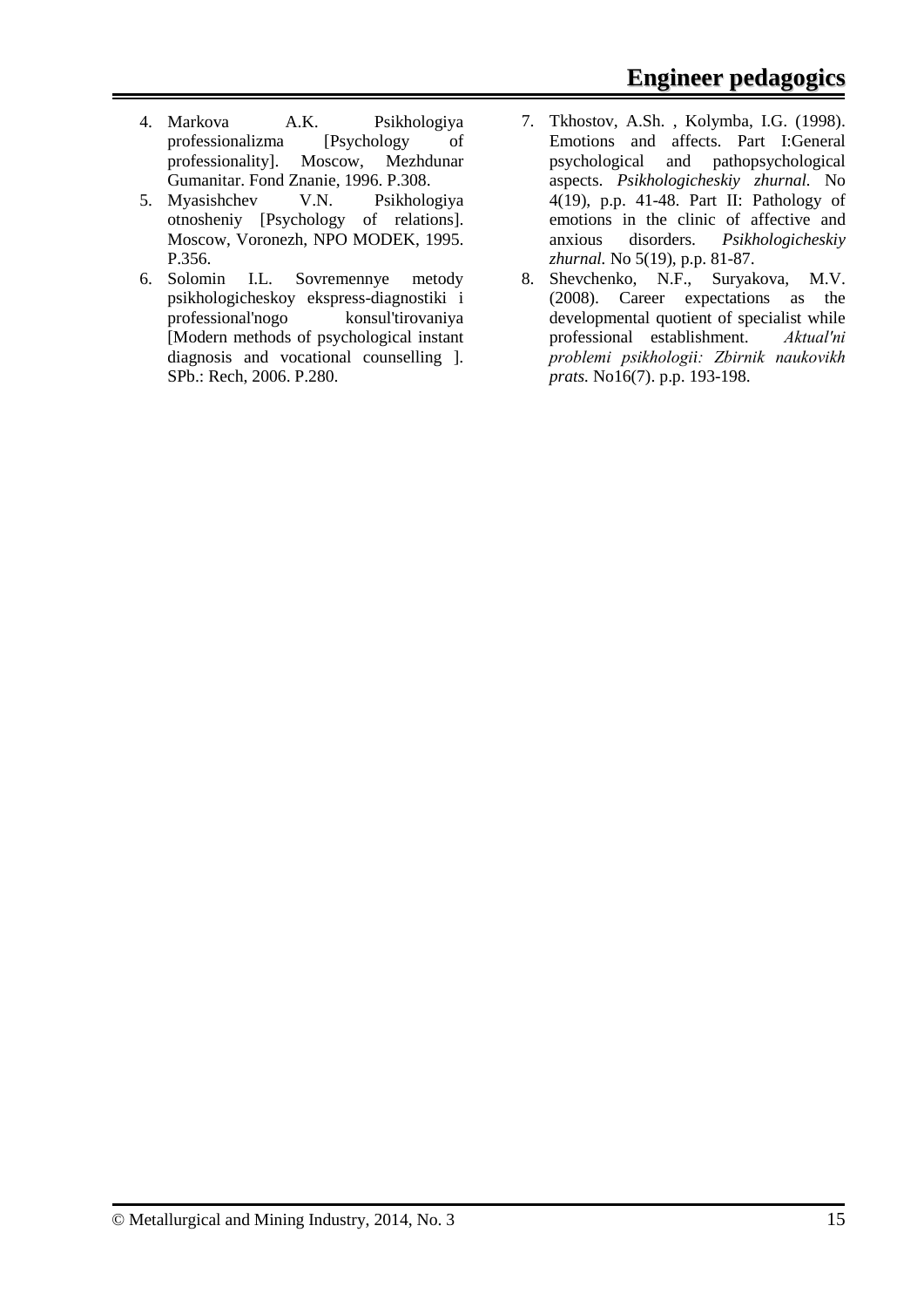4. Markova A.K. Psikhologiya professionalizma [Psychology of professionality]. Moscow, Mezhdunar Gumanitar. Fond Znanie, 1996. P.308.
5. Myasishchev V.N. Psikhologiya otnosheniy [Psychology of relations]. Moscow, Voronezh, NPO MODEK, 1995. P.356.
6. Solomin I.L. Sovremennye metody psikhologicheskoy ekspress-diagnostiki i professional'nogo konsul'tirovaniya [Modern methods of psychological instant diagnosis and vocational counselling ]. SPb.: Rech, 2006. P.280.
7. Tkhostov, A.Sh. , Kolymba, I.G. (1998). Emotions and affects. Part I:General psychological and pathopsychological aspects. *Psikhologicheskiy zhurnal.* No 4(19), p.p. 41-48. Part II: Pathology of emotions in the clinic of affective and anxious disorders. *Psikhologicheskiy zhurnal.* No 5(19), p.p. 81-87.
8. Shevchenko, N.F., Suryakova, M.V. (2008). Career expectations as the developmental quotient of specialist while professional establishment. *Aktual'ni problemi psikhologii: Zbirnik naukovikh prats.* No16(7). p.p. 193-198.